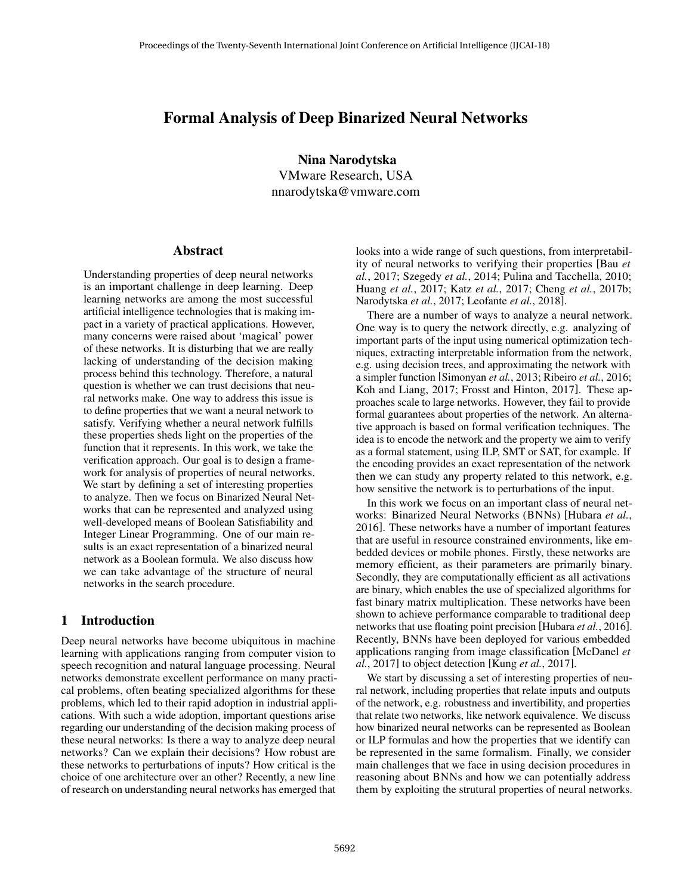# Formal Analysis of Deep Binarized Neural Networks

**Nina Narodytska**
VMware Research, USA
nnarodytska@vmware.com

## Abstract

Understanding properties of deep neural networks is an important challenge in deep learning. Deep learning networks are among the most successful artificial intelligence technologies that is making impact in a variety of practical applications. However, many concerns were raised about 'magical' power of these networks. It is disturbing that we are really lacking of understanding of the decision making process behind this technology. Therefore, a natural question is whether we can trust decisions that neural networks make. One way to address this issue is to define properties that we want a neural network to satisfy. Verifying whether a neural network fulfills these properties sheds light on the properties of the function that it represents. In this work, we take the verification approach. Our goal is to design a framework for analysis of properties of neural networks. We start by defining a set of interesting properties to analyze. Then we focus on Binarized Neural Networks that can be represented and analyzed using well-developed means of Boolean Satisfiability and Integer Linear Programming. One of our main results is an exact representation of a binarized neural network as a Boolean formula. We also discuss how we can take advantage of the structure of neural networks in the search procedure.

## 1 Introduction

Deep neural networks have become ubiquitous in machine learning with applications ranging from computer vision to speech recognition and natural language processing. Neural networks demonstrate excellent performance on many practical problems, often beating specialized algorithms for these problems, which led to their rapid adoption in industrial applications. With such a wide adoption, important questions arise regarding our understanding of the decision making process of these neural networks: Is there a way to analyze deep neural networks? Can we explain their decisions? How robust are these networks to perturbations of inputs? How critical is the choice of one architecture over an other? Recently, a new line of research on understanding neural networks has emerged that looks into a wide range of such questions, from interpretability of neural networks to verifying their properties [Bau *et al.*, 2017; Szegedy *et al.*, 2014; Pulina and Tacchella, 2010; Huang *et al.*, 2017; Katz *et al.*, 2017; Cheng *et al.*, 2017b; Narodytska *et al.*, 2017; Leofante *et al.*, 2018].

There are a number of ways to analyze a neural network. One way is to query the network directly, e.g. analyzing of important parts of the input using numerical optimization techniques, extracting interpretable information from the network, e.g. using decision trees, and approximating the network with a simpler function [Simonyan *et al.*, 2013; Ribeiro *et al.*, 2016; Koh and Liang, 2017; Frosst and Hinton, 2017]. These approaches scale to large networks. However, they fail to provide formal guarantees about properties of the network. An alternative approach is based on formal verification techniques. The idea is to encode the network and the property we aim to verify as a formal statement, using ILP, SMT or SAT, for example. If the encoding provides an exact representation of the network then we can study any property related to this network, e.g. how sensitive the network is to perturbations of the input.

In this work we focus on an important class of neural networks: Binarized Neural Networks (BNNs) [Hubara *et al.*, 2016]. These networks have a number of important features that are useful in resource constrained environments, like embedded devices or mobile phones. Firstly, these networks are memory efficient, as their parameters are primarily binary. Secondly, they are computationally efficient as all activations are binary, which enables the use of specialized algorithms for fast binary matrix multiplication. These networks have been shown to achieve performance comparable to traditional deep networks that use floating point precision [Hubara *et al.*, 2016]. Recently, BNNs have been deployed for various embedded applications ranging from image classification [McDanel *et al.*, 2017] to object detection [Kung *et al.*, 2017].

We start by discussing a set of interesting properties of neural network, including properties that relate inputs and outputs of the network, e.g. robustness and invertibility, and properties that relate two networks, like network equivalence. We discuss how binarized neural networks can be represented as Boolean or ILP formulas and how the properties that we identify can be represented in the same formalism. Finally, we consider main challenges that we face in using decision procedures in reasoning about BNNs and how we can potentially address them by exploiting the strutural properties of neural networks.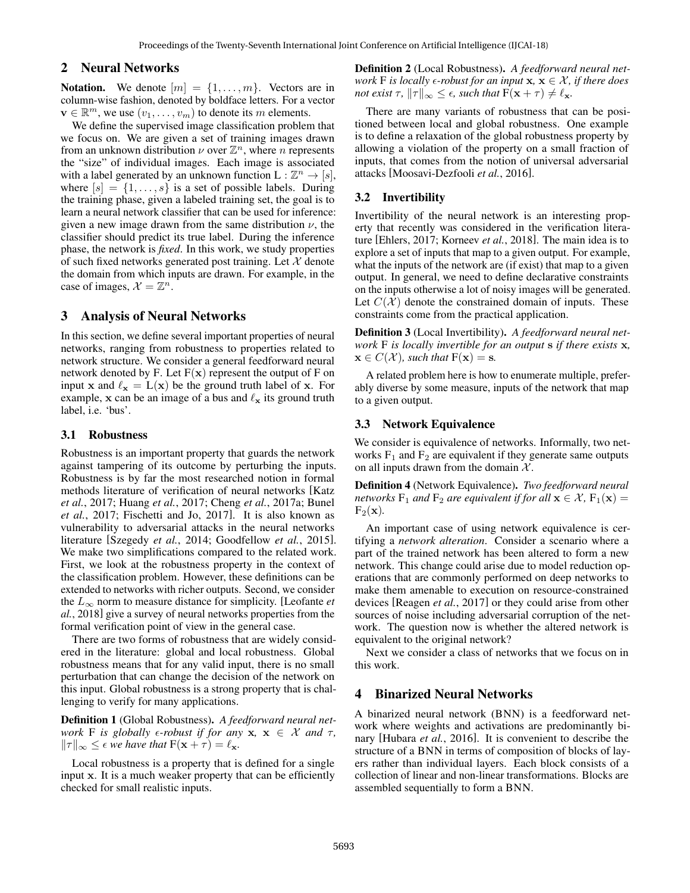## 2 Neural Networks

**Notation.** We denote $[m] = \{1, \ldots, m\}$. Vectors are in column-wise fashion, denoted by boldface letters. For a vector $\mathbf{v} \in \mathbb{R}^m$, we use $(v_1, \ldots, v_m)$ to denote its $m$ elements.

We define the supervised image classification problem that we focus on. We are given a set of training images drawn from an unknown distribution $\nu$ over $\mathbb{Z}^n$, where $n$ represents the "size" of individual images. Each image is associated with a label generated by an unknown function $\mathrm{L} : \mathbb{Z}^n \rightarrow [s]$, where $[s] = \{1, \ldots, s\}$ is a set of possible labels. During the training phase, given a labeled training set, the goal is to learn a neural network classifier that can be used for inference: given a new image drawn from the same distribution $\nu$, the classifier should predict its true label. During the inference phase, the network is *fixed*. In this work, we study properties of such fixed networks generated post training. Let $\mathcal{X}$ denote the domain from which inputs are drawn. For example, in the case of images, $\mathcal{X} = \mathbb{Z}^n$.

## 3 Analysis of Neural Networks

In this section, we define several important properties of neural networks, ranging from robustness to properties related to network structure. We consider a general feedforward neural network denoted by F. Let $\mathrm{F}(\mathbf{x})$ represent the output of F on input $\mathbf{x}$ and $\ell_{\mathbf{x}} = \mathrm{L}(\mathbf{x})$ be the ground truth label of $\mathbf{x}$. For example, $\mathbf{x}$ can be an image of a bus and $\ell_{\mathbf{x}}$ its ground truth label, i.e. 'bus'.

### 3.1 Robustness

Robustness is an important property that guards the network against tampering of its outcome by perturbing the inputs. Robustness is by far the most researched notion in formal methods literature of verification of neural networks [Katz *et al.*, 2017; Huang *et al.*, 2017; Cheng *et al.*, 2017a; Bunel *et al.*, 2017; Fischetti and Jo, 2017]. It is also known as vulnerability to adversarial attacks in the neural networks literature [Szegedy *et al.*, 2014; Goodfellow *et al.*, 2015]. We make two simplifications compared to the related work. First, we look at the robustness property in the context of the classification problem. However, these definitions can be extended to networks with richer outputs. Second, we consider the $L_\infty$ norm to measure distance for simplicity. [Leofante *et al.*, 2018] give a survey of neural networks properties from the formal verification point of view in the general case.

There are two forms of robustness that are widely considered in the literature: global and local robustness. Global robustness means that for any valid input, there is no small perturbation that can change the decision of the network on this input. Global robustness is a strong property that is challenging to verify for many applications.

**Definition 1** (Global Robustness)**.** *A feedforward neural network* F *is globally $\epsilon$-robust if for any* $\mathbf{x}$*,* $\mathbf{x} \in \mathcal{X}$ *and* $\tau$*,* $\|\tau\|_\infty \leq \epsilon$ *we have that* $\mathrm{F}(\mathbf{x} + \tau) = \ell_{\mathbf{x}}$.

Local robustness is a property that is defined for a single input $\mathbf{x}$. It is a much weaker property that can be efficiently checked for small realistic inputs.

**Definition 2** (Local Robustness)**.** *A feedforward neural network* F *is locally $\epsilon$-robust for an input* $\mathbf{x}$*,* $\mathbf{x} \in \mathcal{X}$*, if there does not exist* $\tau$*,* $\|\tau\|_\infty \leq \epsilon$*, such that* $\mathrm{F}(\mathbf{x} + \tau) \neq \ell_{\mathbf{x}}$.

There are many variants of robustness that can be positioned between local and global robustness. One example is to define a relaxation of the global robustness property by allowing a violation of the property on a small fraction of inputs, that comes from the notion of universal adversarial attacks [Moosavi-Dezfooli *et al.*, 2016].

### 3.2 Invertibility

Invertibility of the neural network is an interesting property that recently was considered in the verification literature [Ehlers, 2017; Korneev *et al.*, 2018]. The main idea is to explore a set of inputs that map to a given output. For example, what the inputs of the network are (if exist) that map to a given output. In general, we need to define declarative constraints on the inputs otherwise a lot of noisy images will be generated. Let $C(\mathcal{X})$ denote the constrained domain of inputs. These constraints come from the practical application.

**Definition 3** (Local Invertibility)**.** *A feedforward neural network* F *is locally invertible for an output* $\mathbf{s}$ *if there exists* $\mathbf{x}$*,* $\mathbf{x} \in C(\mathcal{X})$*, such that* $\mathrm{F}(\mathbf{x}) = \mathbf{s}$.

A related problem here is how to enumerate multiple, preferably diverse by some measure, inputs of the network that map to a given output.

### 3.3 Network Equivalence

We consider is equivalence of networks. Informally, two networks $\mathrm{F}_1$ and $\mathrm{F}_2$ are equivalent if they generate same outputs on all inputs drawn from the domain $\mathcal{X}$.

**Definition 4** (Network Equivalence)**.** *Two feedforward neural networks* $\mathrm{F}_1$ *and* $\mathrm{F}_2$ *are equivalent if for all* $\mathbf{x} \in \mathcal{X}$*,* $\mathrm{F}_1(\mathbf{x}) = \mathrm{F}_2(\mathbf{x})$.

An important case of using network equivalence is certifying a *network alteration*. Consider a scenario where a part of the trained network has been altered to form a new network. This change could arise due to model reduction operations that are commonly performed on deep networks to make them amenable to execution on resource-constrained devices [Reagen *et al.*, 2017] or they could arise from other sources of noise including adversarial corruption of the network. The question now is whether the altered network is equivalent to the original network?

Next we consider a class of networks that we focus on in this work.

## 4 Binarized Neural Networks

A binarized neural network (BNN) is a feedforward network where weights and activations are predominantly binary [Hubara *et al.*, 2016]. It is convenient to describe the structure of a BNN in terms of composition of blocks of layers rather than individual layers. Each block consists of a collection of linear and non-linear transformations. Blocks are assembled sequentially to form a BNN.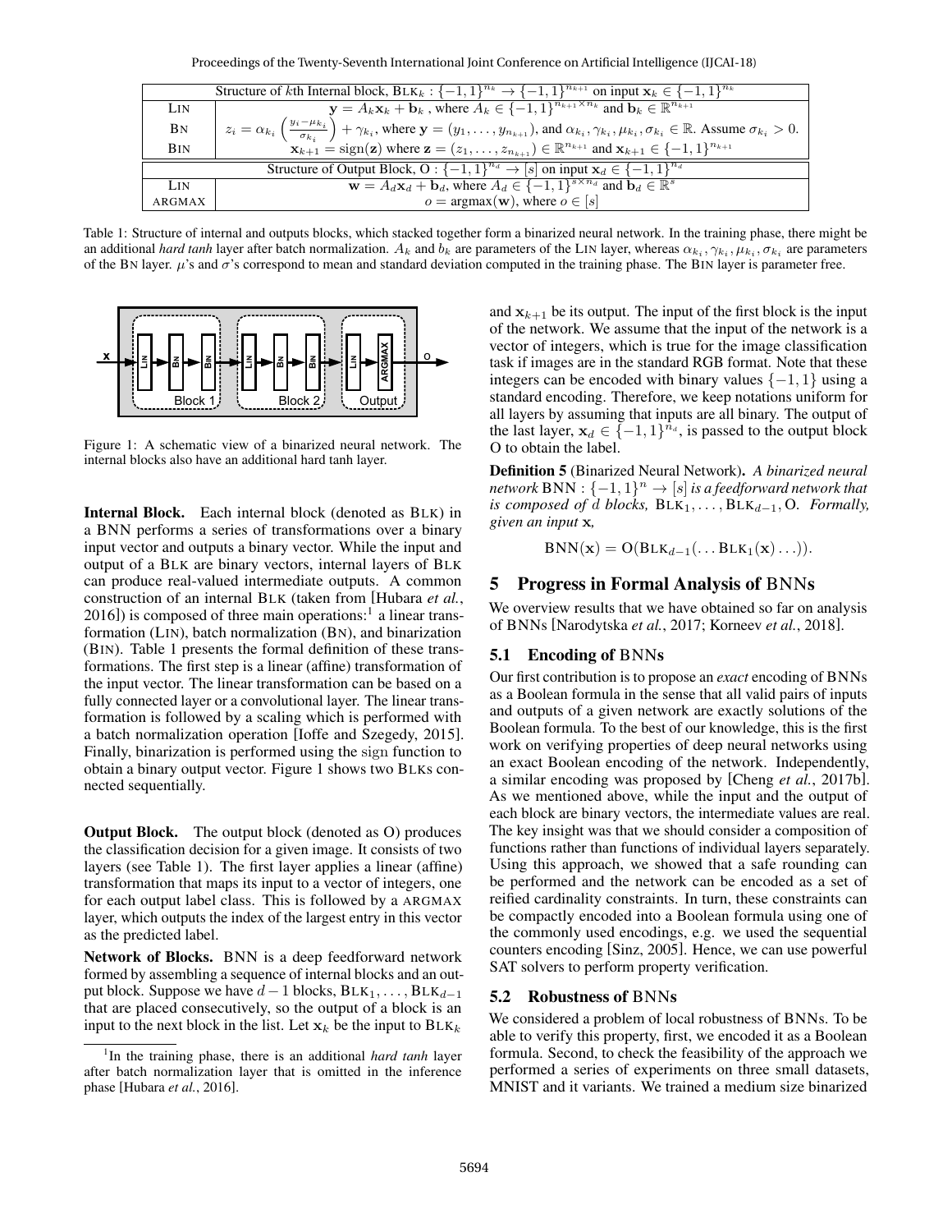| Structure of $k$th Internal block, $\text{BLK}_k : \{-1,1\}^{n_k} \to \{-1,1\}^{n_{k+1}}$ on input $\mathbf{x}_k \in \{-1,1\}^{n_k}$ | |
|---|---|
| LIN | $\mathbf{y} = A_k \mathbf{x}_k + \mathbf{b}_k$ , where $A_k \in \{-1,1\}^{n_{k+1} \times n_k}$ and $\mathbf{b}_k \in \mathbb{R}^{n_{k+1}}$ |
| BN | $z_i = \alpha_{k_i} \left( \frac{y_i - \mu_{k_i}}{\sigma_{k_i}} \right) + \gamma_{k_i}$, where $\mathbf{y} = (y_1, \ldots, y_{n_{k+1}})$, and $\alpha_{k_i}, \gamma_{k_i}, \mu_{k_i}, \sigma_{k_i} \in \mathbb{R}$. Assume $\sigma_{k_i} > 0$. |
| BIN | $\mathbf{x}_{k+1} = \text{sign}(\mathbf{z})$ where $\mathbf{z} = (z_1, \ldots, z_{n_{k+1}}) \in \mathbb{R}^{n_{k+1}}$ and $\mathbf{x}_{k+1} \in \{-1,1\}^{n_{k+1}}$ |
| Structure of Output Block, $\text{O} : \{-1,1\}^{n_d} \to [s]$ on input $\mathbf{x}_d \in \{-1,1\}^{n_d}$ | |
| LIN | $\mathbf{w} = A_d \mathbf{x}_d + \mathbf{b}_d$, where $A_d \in \{-1,1\}^{s \times n_d}$ and $\mathbf{b}_d \in \mathbb{R}^s$ |
| ARGMAX | $o = \text{argmax}(\mathbf{w})$, where $o \in [s]$ |

Table 1: Structure of internal and outputs blocks, which stacked together form a binarized neural network. In the training phase, there might be an additional *hard tanh* layer after batch normalization. $A_k$ and $b_k$ are parameters of the LIN layer, whereas $\alpha_{k_i}, \gamma_{k_i}, \mu_{k_i}, \sigma_{k_i}$ are parameters of the BN layer. $\mu$'s and $\sigma$'s correspond to mean and standard deviation computed in the training phase. The BIN layer is parameter free.

x
LIN
BN
BIN
Block 1
LIN
BN
BIN
Block 2
LIN
ARGMAX
Output
o

Figure 1: A schematic view of a binarized neural network. The internal blocks also have an additional hard tanh layer.

**Internal Block.** Each internal block (denoted as BLK) in a BNN performs a series of transformations over a binary input vector and outputs a binary vector. While the input and output of a BLK are binary vectors, internal layers of BLK can produce real-valued intermediate outputs. A common construction of an internal BLK (taken from [Hubara *et al.*, 2016]) is composed of three main operations:[1] a linear transformation (LIN), batch normalization (BN), and binarization (BIN). Table 1 presents the formal definition of these transformations. The first step is a linear (affine) transformation of the input vector. The linear transformation can be based on a fully connected layer or a convolutional layer. The linear transformation is followed by a scaling which is performed with a batch normalization operation [Ioffe and Szegedy, 2015]. Finally, binarization is performed using the sign function to obtain a binary output vector. Figure 1 shows two BLKs connected sequentially.

**Output Block.** The output block (denoted as O) produces the classification decision for a given image. It consists of two layers (see Table 1). The first layer applies a linear (affine) transformation that maps its input to a vector of integers, one for each output label class. This is followed by a ARGMAX layer, which outputs the index of the largest entry in this vector as the predicted label.

**Network of Blocks.** BNN is a deep feedforward network formed by assembling a sequence of internal blocks and an output block. Suppose we have $d-1$ blocks, $\text{BLK}_1, \ldots, \text{BLK}_{d-1}$ that are placed consecutively, so the output of a block is an input to the next block in the list. Let $\mathbf{x}_k$ be the input to $\text{BLK}_k$ and $\mathbf{x}_{k+1}$ be its output. The input of the first block is the input of the network. We assume that the input of the network is a vector of integers, which is true for the image classification task if images are in the standard RGB format. Note that these integers can be encoded with binary values $\{-1, 1\}$ using a standard encoding. Therefore, we keep notations uniform for all layers by assuming that inputs are all binary. The output of the last layer, $\mathbf{x}_d \in \{-1, 1\}^{n_d}$, is passed to the output block O to obtain the label.

[1] In the training phase, there is an additional *hard tanh* layer after batch normalization layer that is omitted in the inference phase [Hubara *et al.*, 2016].

**Definition 5** (Binarized Neural Network)**.** *A binarized neural network* $\text{BNN} : \{-1,1\}^n \to [s]$ *is a feedforward network that is composed of* $d$ *blocks,* $\text{BLK}_1, \ldots, \text{BLK}_{d-1}, \text{O}$*. Formally, given an input* $\mathbf{x}$*,*

$$\text{BNN}(\mathbf{x}) = \text{O}(\text{BLK}_{d-1}(\ldots \text{BLK}_1(\mathbf{x}) \ldots)).$$

## 5 Progress in Formal Analysis of BNNs

We overview results that we have obtained so far on analysis of BNNs [Narodytska *et al.*, 2017; Korneev *et al.*, 2018].

### 5.1 Encoding of BNNs

Our first contribution is to propose an *exact* encoding of BNNs as a Boolean formula in the sense that all valid pairs of inputs and outputs of a given network are exactly solutions of the Boolean formula. To the best of our knowledge, this is the first work on verifying properties of deep neural networks using an exact Boolean encoding of the network. Independently, a similar encoding was proposed by [Cheng *et al.*, 2017b]. As we mentioned above, while the input and the output of each block are binary vectors, the intermediate values are real. The key insight was that we should consider a composition of functions rather than functions of individual layers separately. Using this approach, we showed that a safe rounding can be performed and the network can be encoded as a set of reified cardinality constraints. In turn, these constraints can be compactly encoded into a Boolean formula using one of the commonly used encodings, e.g. we used the sequential counters encoding [Sinz, 2005]. Hence, we can use powerful SAT solvers to perform property verification.

### 5.2 Robustness of BNNs

We considered a problem of local robustness of BNNs. To be able to verify this property, first, we encoded it as a Boolean formula. Second, to check the feasibility of the approach we performed a series of experiments on three small datasets, MNIST and it variants. We trained a medium size binarized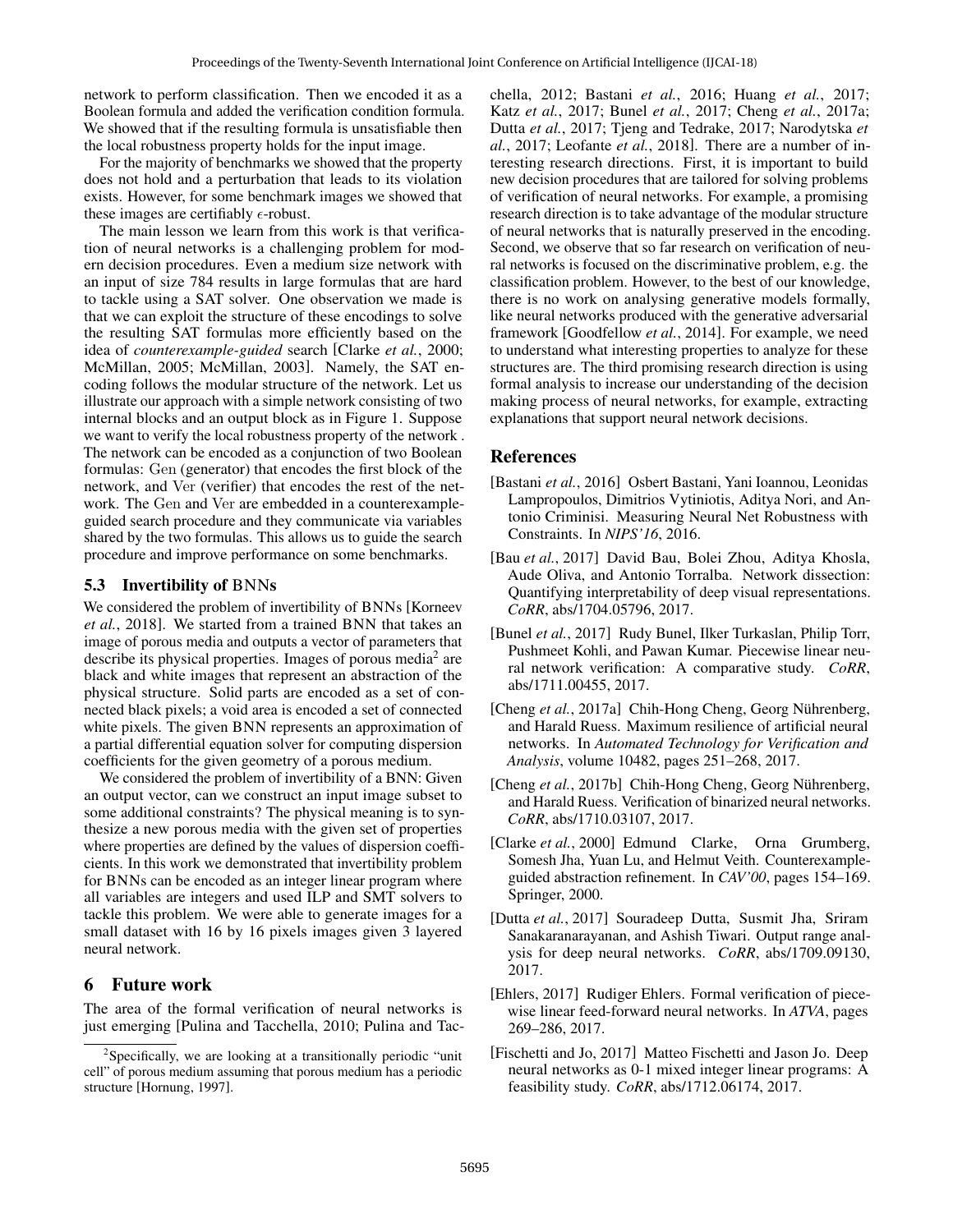network to perform classification. Then we encoded it as a Boolean formula and added the verification condition formula. We showed that if the resulting formula is unsatisfiable then the local robustness property holds for the input image.

For the majority of benchmarks we showed that the property does not hold and a perturbation that leads to its violation exists. However, for some benchmark images we showed that these images are certifiably $\epsilon$-robust.

The main lesson we learn from this work is that verification of neural networks is a challenging problem for modern decision procedures. Even a medium size network with an input of size 784 results in large formulas that are hard to tackle using a SAT solver. One observation we made is that we can exploit the structure of these encodings to solve the resulting SAT formulas more efficiently based on the idea of *counterexample-guided* search [Clarke *et al.*, 2000; McMillan, 2005; McMillan, 2003]. Namely, the SAT encoding follows the modular structure of the network. Let us illustrate our approach with a simple network consisting of two internal blocks and an output block as in Figure 1. Suppose we want to verify the local robustness property of the network . The network can be encoded as a conjunction of two Boolean formulas: Gen (generator) that encodes the first block of the network, and Ver (verifier) that encodes the rest of the network. The Gen and Ver are embedded in a counterexample-guided search procedure and they communicate via variables shared by the two formulas. This allows us to guide the search procedure and improve performance on some benchmarks.

### 5.3 Invertibility of BNNs

We considered the problem of invertibility of BNNs [Korneev *et al.*, 2018]. We started from a trained BNN that takes an image of porous media and outputs a vector of parameters that describe its physical properties. Images of porous media[2] are black and white images that represent an abstraction of the physical structure. Solid parts are encoded as a set of connected black pixels; a void area is encoded a set of connected white pixels. The given BNN represents an approximation of a partial differential equation solver for computing dispersion coefficients for the given geometry of a porous medium.

We considered the problem of invertibility of a BNN: Given an output vector, can we construct an input image subset to some additional constraints? The physical meaning is to synthesize a new porous media with the given set of properties where properties are defined by the values of dispersion coefficients. In this work we demonstrated that invertibility problem for BNNs can be encoded as an integer linear program where all variables are integers and used ILP and SMT solvers to tackle this problem. We were able to generate images for a small dataset with 16 by 16 pixels images given 3 layered neural network.

## 6 Future work

The area of the formal verification of neural networks is just emerging [Pulina and Tacchella, 2010; Pulina and Tacchella, 2012; Bastani *et al.*, 2016; Huang *et al.*, 2017; Katz *et al.*, 2017; Bunel *et al.*, 2017; Cheng *et al.*, 2017a; Dutta *et al.*, 2017; Tjeng and Tedrake, 2017; Narodytska *et al.*, 2017; Leofante *et al.*, 2018]. There are a number of interesting research directions. First, it is important to build new decision procedures that are tailored for solving problems of verification of neural networks. For example, a promising research direction is to take advantage of the modular structure of neural networks that is naturally preserved in the encoding. Second, we observe that so far research on verification of neural networks is focused on the discriminative problem, e.g. the classification problem. However, to the best of our knowledge, there is no work on analysing generative models formally, like neural networks produced with the generative adversarial framework [Goodfellow *et al.*, 2014]. For example, we need to understand what interesting properties to analyze for these structures are. The third promising research direction is using formal analysis to increase our understanding of the decision making process of neural networks, for example, extracting explanations that support neural network decisions.

[2] Specifically, we are looking at a transitionally periodic "unit cell" of porous medium assuming that porous medium has a periodic structure [Hornung, 1997].

## References

[Bastani *et al.*, 2016] Osbert Bastani, Yani Ioannou, Leonidas Lampropoulos, Dimitrios Vytiniotis, Aditya Nori, and Antonio Criminisi. Measuring Neural Net Robustness with Constraints. In *NIPS'16*, 2016.

[Bau *et al.*, 2017] David Bau, Bolei Zhou, Aditya Khosla, Aude Oliva, and Antonio Torralba. Network dissection: Quantifying interpretability of deep visual representations. *CoRR*, abs/1704.05796, 2017.

[Bunel *et al.*, 2017] Rudy Bunel, Ilker Turkaslan, Philip Torr, Pushmeet Kohli, and Pawan Kumar. Piecewise linear neural network verification: A comparative study. *CoRR*, abs/1711.00455, 2017.

[Cheng *et al.*, 2017a] Chih-Hong Cheng, Georg Nührenberg, and Harald Ruess. Maximum resilience of artificial neural networks. In *Automated Technology for Verification and Analysis*, volume 10482, pages 251–268, 2017.

[Cheng *et al.*, 2017b] Chih-Hong Cheng, Georg Nührenberg, and Harald Ruess. Verification of binarized neural networks. *CoRR*, abs/1710.03107, 2017.

[Clarke *et al.*, 2000] Edmund Clarke, Orna Grumberg, Somesh Jha, Yuan Lu, and Helmut Veith. Counterexample-guided abstraction refinement. In *CAV'00*, pages 154–169. Springer, 2000.

[Dutta *et al.*, 2017] Souradeep Dutta, Susmit Jha, Sriram Sanakaranarayanan, and Ashish Tiwari. Output range analysis for deep neural networks. *CoRR*, abs/1709.09130, 2017.

[Ehlers, 2017] Rudiger Ehlers. Formal verification of piecewise linear feed-forward neural networks. In *ATVA*, pages 269–286, 2017.

[Fischetti and Jo, 2017] Matteo Fischetti and Jason Jo. Deep neural networks as 0-1 mixed integer linear programs: A feasibility study. *CoRR*, abs/1712.06174, 2017.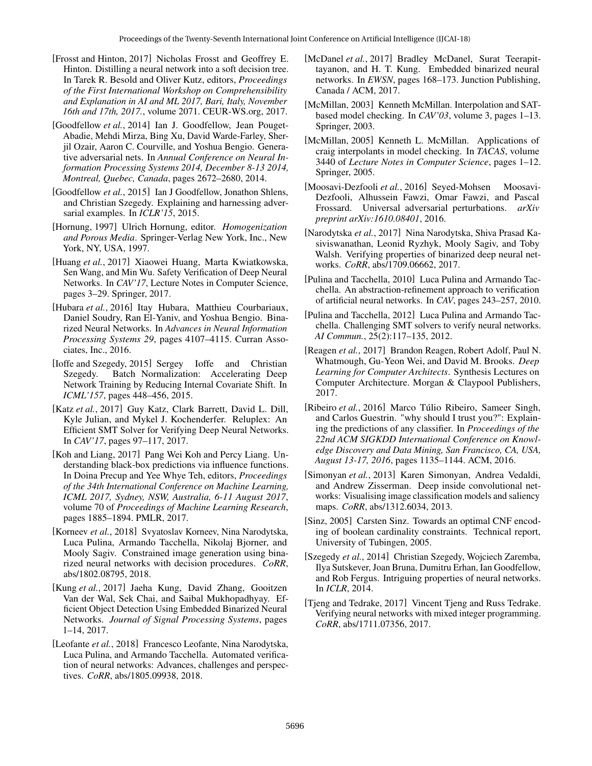[Frosst and Hinton, 2017] Nicholas Frosst and Geoffrey E. Hinton. Distilling a neural network into a soft decision tree. In Tarek R. Besold and Oliver Kutz, editors, *Proceedings of the First International Workshop on Comprehensibility and Explanation in AI and ML 2017, Bari, Italy, November 16th and 17th, 2017.*, volume 2071. CEUR-WS.org, 2017.

[Goodfellow *et al.*, 2014] Ian J. Goodfellow, Jean Pouget-Abadie, Mehdi Mirza, Bing Xu, David Warde-Farley, Sherjil Ozair, Aaron C. Courville, and Yoshua Bengio. Generative adversarial nets. In *Annual Conference on Neural Information Processing Systems 2014, December 8-13 2014, Montreal, Quebec, Canada*, pages 2672–2680, 2014.

[Goodfellow *et al.*, 2015] Ian J Goodfellow, Jonathon Shlens, and Christian Szegedy. Explaining and harnessing adversarial examples. In *ICLR'15*, 2015.

[Hornung, 1997] Ulrich Hornung, editor. *Homogenization and Porous Media*. Springer-Verlag New York, Inc., New York, NY, USA, 1997.

[Huang *et al.*, 2017] Xiaowei Huang, Marta Kwiatkowska, Sen Wang, and Min Wu. Safety Verification of Deep Neural Networks. In *CAV'17*, Lecture Notes in Computer Science, pages 3–29. Springer, 2017.

[Hubara *et al.*, 2016] Itay Hubara, Matthieu Courbariaux, Daniel Soudry, Ran El-Yaniv, and Yoshua Bengio. Binarized Neural Networks. In *Advances in Neural Information Processing Systems 29*, pages 4107–4115. Curran Associates, Inc., 2016.

[Ioffe and Szegedy, 2015] Sergey Ioffe and Christian Szegedy. Batch Normalization: Accelerating Deep Network Training by Reducing Internal Covariate Shift. In *ICML'157*, pages 448–456, 2015.

[Katz *et al.*, 2017] Guy Katz, Clark Barrett, David L. Dill, Kyle Julian, and Mykel J. Kochenderfer. Reluplex: An Efficient SMT Solver for Verifying Deep Neural Networks. In *CAV'17*, pages 97–117, 2017.

[Koh and Liang, 2017] Pang Wei Koh and Percy Liang. Understanding black-box predictions via influence functions. In Doina Precup and Yee Whye Teh, editors, *Proceedings of the 34th International Conference on Machine Learning, ICML 2017, Sydney, NSW, Australia, 6-11 August 2017*, volume 70 of *Proceedings of Machine Learning Research*, pages 1885–1894. PMLR, 2017.

[Korneev *et al.*, 2018] Svyatoslav Korneev, Nina Narodytska, Luca Pulina, Armando Tacchella, Nikolaj Bjorner, and Mooly Sagiv. Constrained image generation using binarized neural networks with decision procedures. *CoRR*, abs/1802.08795, 2018.

[Kung *et al.*, 2017] Jaeha Kung, David Zhang, Gooitzen Van der Wal, Sek Chai, and Saibal Mukhopadhyay. Efficient Object Detection Using Embedded Binarized Neural Networks. *Journal of Signal Processing Systems*, pages 1–14, 2017.

[Leofante *et al.*, 2018] Francesco Leofante, Nina Narodytska, Luca Pulina, and Armando Tacchella. Automated verification of neural networks: Advances, challenges and perspectives. *CoRR*, abs/1805.09938, 2018.

[McDanel *et al.*, 2017] Bradley McDanel, Surat Teerapittayanon, and H. T. Kung. Embedded binarized neural networks. In *EWSN*, pages 168–173. Junction Publishing, Canada / ACM, 2017.

[McMillan, 2003] Kenneth McMillan. Interpolation and SAT-based model checking. In *CAV'03*, volume 3, pages 1–13. Springer, 2003.

[McMillan, 2005] Kenneth L. McMillan. Applications of craig interpolants in model checking. In *TACAS*, volume 3440 of *Lecture Notes in Computer Science*, pages 1–12. Springer, 2005.

[Moosavi-Dezfooli *et al.*, 2016] Seyed-Mohsen Moosavi-Dezfooli, Alhussein Fawzi, Omar Fawzi, and Pascal Frossard. Universal adversarial perturbations. *arXiv preprint arXiv:1610.08401*, 2016.

[Narodytska *et al.*, 2017] Nina Narodytska, Shiva Prasad Kasiviswanathan, Leonid Ryzhyk, Mooly Sagiv, and Toby Walsh. Verifying properties of binarized deep neural networks. *CoRR*, abs/1709.06662, 2017.

[Pulina and Tacchella, 2010] Luca Pulina and Armando Tacchella. An abstraction-refinement approach to verification of artificial neural networks. In *CAV*, pages 243–257, 2010.

[Pulina and Tacchella, 2012] Luca Pulina and Armando Tacchella. Challenging SMT solvers to verify neural networks. *AI Commun.*, 25(2):117–135, 2012.

[Reagen *et al.*, 2017] Brandon Reagen, Robert Adolf, Paul N. Whatmough, Gu-Yeon Wei, and David M. Brooks. *Deep Learning for Computer Architects*. Synthesis Lectures on Computer Architecture. Morgan & Claypool Publishers, 2017.

[Ribeiro *et al.*, 2016] Marco Túlio Ribeiro, Sameer Singh, and Carlos Guestrin. "why should I trust you?": Explaining the predictions of any classifier. In *Proceedings of the 22nd ACM SIGKDD International Conference on Knowledge Discovery and Data Mining, San Francisco, CA, USA, August 13-17, 2016*, pages 1135–1144. ACM, 2016.

[Simonyan *et al.*, 2013] Karen Simonyan, Andrea Vedaldi, and Andrew Zisserman. Deep inside convolutional networks: Visualising image classification models and saliency maps. *CoRR*, abs/1312.6034, 2013.

[Sinz, 2005] Carsten Sinz. Towards an optimal CNF encoding of boolean cardinality constraints. Technical report, University of Tubingen, 2005.

[Szegedy *et al.*, 2014] Christian Szegedy, Wojciech Zaremba, Ilya Sutskever, Joan Bruna, Dumitru Erhan, Ian Goodfellow, and Rob Fergus. Intriguing properties of neural networks. In *ICLR*, 2014.

[Tjeng and Tedrake, 2017] Vincent Tjeng and Russ Tedrake. Verifying neural networks with mixed integer programming. *CoRR*, abs/1711.07356, 2017.